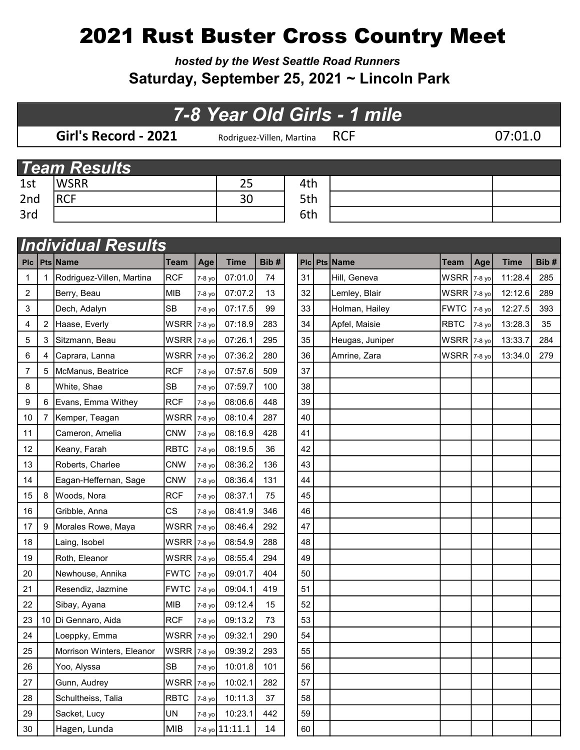# 2021 Rust Buster Cross Country Meet

***hosted by the West Seattle Road Runners***

**Saturday, September 25, 2021 ~ Lincoln Park**

## *7-8 Year Old Girls - 1 mile*

| Girl's Record - 2021 | Rodriguez-Villen, Martina | RCF | 07:01.0 |
|---|---|---|---|

## *Team Results*

| Place | Team | Score | Place | Team | Score |
|---|---|---|---|---|---|
| 1st | WSRR | 25 | 4th | | |
| 2nd | RCF | 30 | 5th | | |
| 3rd | | | 6th | | |

## *Individual Results*

| Plc | Pts | Name | Team | Age | Time | Bib # |
|---|---|---|---|---|---|---|
| 1 | 1 | Rodriguez-Villen, Martina | RCF | 7-8 yo | 07:01.0 | 74 |
| 2 | | Berry, Beau | MIB | 7-8 yo | 07:07.2 | 13 |
| 3 | | Dech, Adalyn | SB | 7-8 yo | 07:17.5 | 99 |
| 4 | 2 | Haase, Everly | WSRR | 7-8 yo | 07:18.9 | 283 |
| 5 | 3 | Sitzmann, Beau | WSRR | 7-8 yo | 07:26.1 | 295 |
| 6 | 4 | Caprara, Lanna | WSRR | 7-8 yo | 07:36.2 | 280 |
| 7 | 5 | McManus, Beatrice | RCF | 7-8 yo | 07:57.6 | 509 |
| 8 | | White, Shae | SB | 7-8 yo | 07:59.7 | 100 |
| 9 | 6 | Evans, Emma Withey | RCF | 7-8 yo | 08:06.6 | 448 |
| 10 | 7 | Kemper, Teagan | WSRR | 7-8 yo | 08:10.4 | 287 |
| 11 | | Cameron, Amelia | CNW | 7-8 yo | 08:16.9 | 428 |
| 12 | | Keany, Farah | RBTC | 7-8 yo | 08:19.5 | 36 |
| 13 | | Roberts, Charlee | CNW | 7-8 yo | 08:36.2 | 136 |
| 14 | | Eagan-Heffernan, Sage | CNW | 7-8 yo | 08:36.4 | 131 |
| 15 | 8 | Woods, Nora | RCF | 7-8 yo | 08:37.1 | 75 |
| 16 | | Gribble, Anna | CS | 7-8 yo | 08:41.9 | 346 |
| 17 | 9 | Morales Rowe, Maya | WSRR | 7-8 yo | 08:46.4 | 292 |
| 18 | | Laing, Isobel | WSRR | 7-8 yo | 08:54.9 | 288 |
| 19 | | Roth, Eleanor | WSRR | 7-8 yo | 08:55.4 | 294 |
| 20 | | Newhouse, Annika | FWTC | 7-8 yo | 09:01.7 | 404 |
| 21 | | Resendiz, Jazmine | FWTC | 7-8 yo | 09:04.1 | 419 |
| 22 | | Sibay, Ayana | MIB | 7-8 yo | 09:12.4 | 15 |
| 23 | 10 | Di Gennaro, Aida | RCF | 7-8 yo | 09:13.2 | 73 |
| 24 | | Loeppky, Emma | WSRR | 7-8 yo | 09:32.1 | 290 |
| 25 | | Morrison Winters, Eleanor | WSRR | 7-8 yo | 09:39.2 | 293 |
| 26 | | Yoo, Alyssa | SB | 7-8 yo | 10:01.8 | 101 |
| 27 | | Gunn, Audrey | WSRR | 7-8 yo | 10:02.1 | 282 |
| 28 | | Schultheiss, Talia | RBTC | 7-8 yo | 10:11.3 | 37 |
| 29 | | Sacket, Lucy | UN | 7-8 yo | 10:23.1 | 442 |
| 30 | | Hagen, Lunda | MIB | 7-8 yo | 11:11.1 | 14 |
| 31 | | Hill, Geneva | WSRR | 7-8 yo | 11:28.4 | 285 |
| 32 | | Lemley, Blair | WSRR | 7-8 yo | 12:12.6 | 289 |
| 33 | | Holman, Hailey | FWTC | 7-8 yo | 12:27.5 | 393 |
| 34 | | Apfel, Maisie | RBTC | 7-8 yo | 13:28.3 | 35 |
| 35 | | Heugas, Juniper | WSRR | 7-8 yo | 13:33.7 | 284 |
| 36 | | Amrine, Zara | WSRR | 7-8 yo | 13:34.0 | 279 |
| 37 | | | | | | |
| 38 | | | | | | |
| 39 | | | | | | |
| 40 | | | | | | |
| 41 | | | | | | |
| 42 | | | | | | |
| 43 | | | | | | |
| 44 | | | | | | |
| 45 | | | | | | |
| 46 | | | | | | |
| 47 | | | | | | |
| 48 | | | | | | |
| 49 | | | | | | |
| 50 | | | | | | |
| 51 | | | | | | |
| 52 | | | | | | |
| 53 | | | | | | |
| 54 | | | | | | |
| 55 | | | | | | |
| 56 | | | | | | |
| 57 | | | | | | |
| 58 | | | | | | |
| 59 | | | | | | |
| 60 | | | | | | |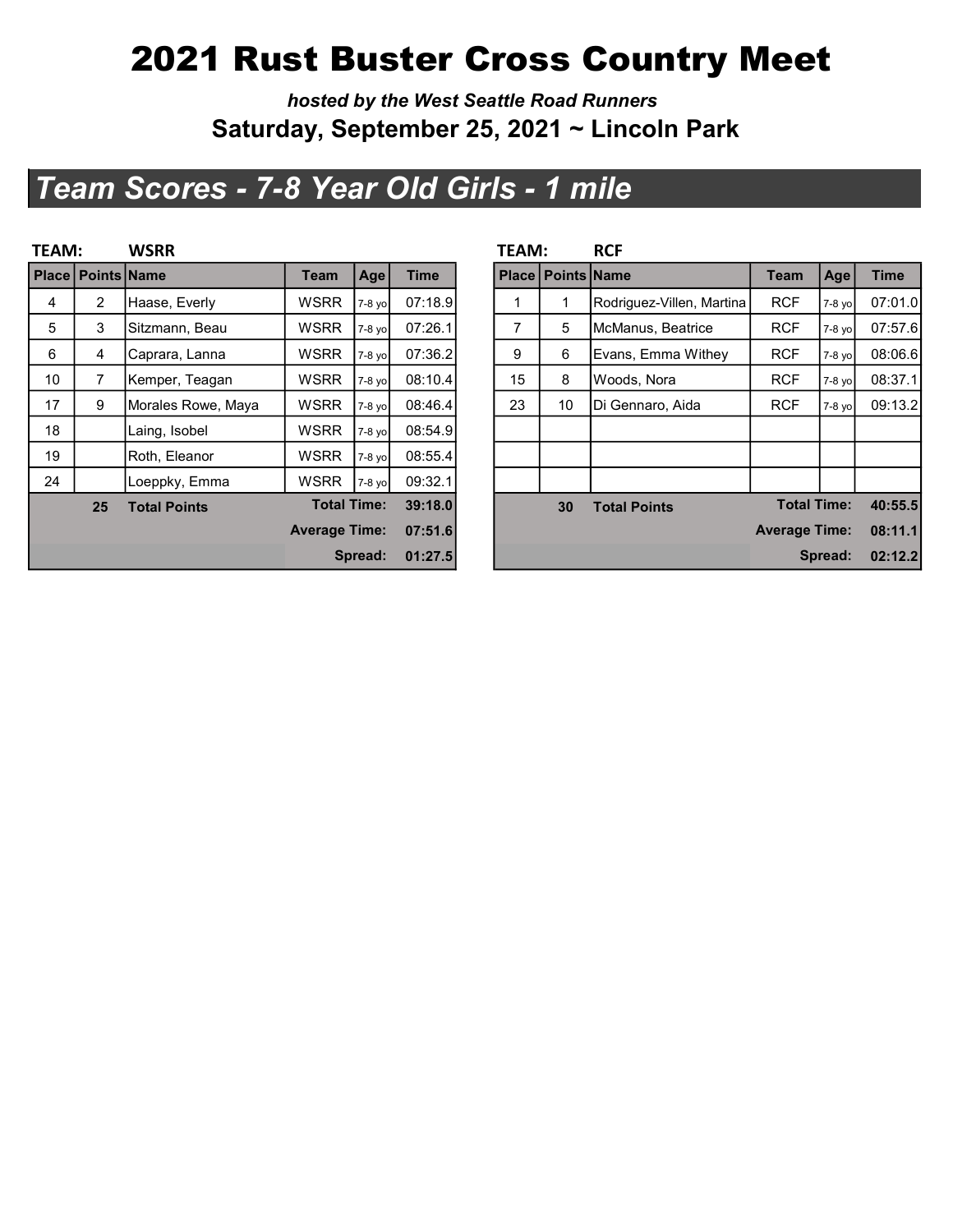# 2021 Rust Buster Cross Country Meet

***hosted by the West Seattle Road Runners***

**Saturday, September 25, 2021 ~ Lincoln Park**

## *Team Scores - 7-8 Year Old Girls - 1 mile*

**TEAM: WSRR**

| Place | Points | Name | Team | Age | Time |
|---|---|---|---|---|---|
| 4 | 2 | Haase, Everly | WSRR | 7-8 yo | 07:18.9 |
| 5 | 3 | Sitzmann, Beau | WSRR | 7-8 yo | 07:26.1 |
| 6 | 4 | Caprara, Lanna | WSRR | 7-8 yo | 07:36.2 |
| 10 | 7 | Kemper, Teagan | WSRR | 7-8 yo | 08:10.4 |
| 17 | 9 | Morales Rowe, Maya | WSRR | 7-8 yo | 08:46.4 |
| 18 | | Laing, Isobel | WSRR | 7-8 yo | 08:54.9 |
| 19 | | Roth, Eleanor | WSRR | 7-8 yo | 08:55.4 |
| 24 | | Loeppky, Emma | WSRR | 7-8 yo | 09:32.1 |
| | **25** | **Total Points** | **Total Time:** | | **39:18.0** |
| | | | **Average Time:** | | **07:51.6** |
| | | | **Spread:** | | **01:27.5** |

**TEAM: RCF**

| Place | Points | Name | Team | Age | Time |
|---|---|---|---|---|---|
| 1 | 1 | Rodriguez-Villen, Martina | RCF | 7-8 yo | 07:01.0 |
| 7 | 5 | McManus, Beatrice | RCF | 7-8 yo | 07:57.6 |
| 9 | 6 | Evans, Emma Withey | RCF | 7-8 yo | 08:06.6 |
| 15 | 8 | Woods, Nora | RCF | 7-8 yo | 08:37.1 |
| 23 | 10 | Di Gennaro, Aida | RCF | 7-8 yo | 09:13.2 |
| | **30** | **Total Points** | **Total Time:** | | **40:55.5** |
| | | | **Average Time:** | | **08:11.1** |
| | | | **Spread:** | | **02:12.2** |